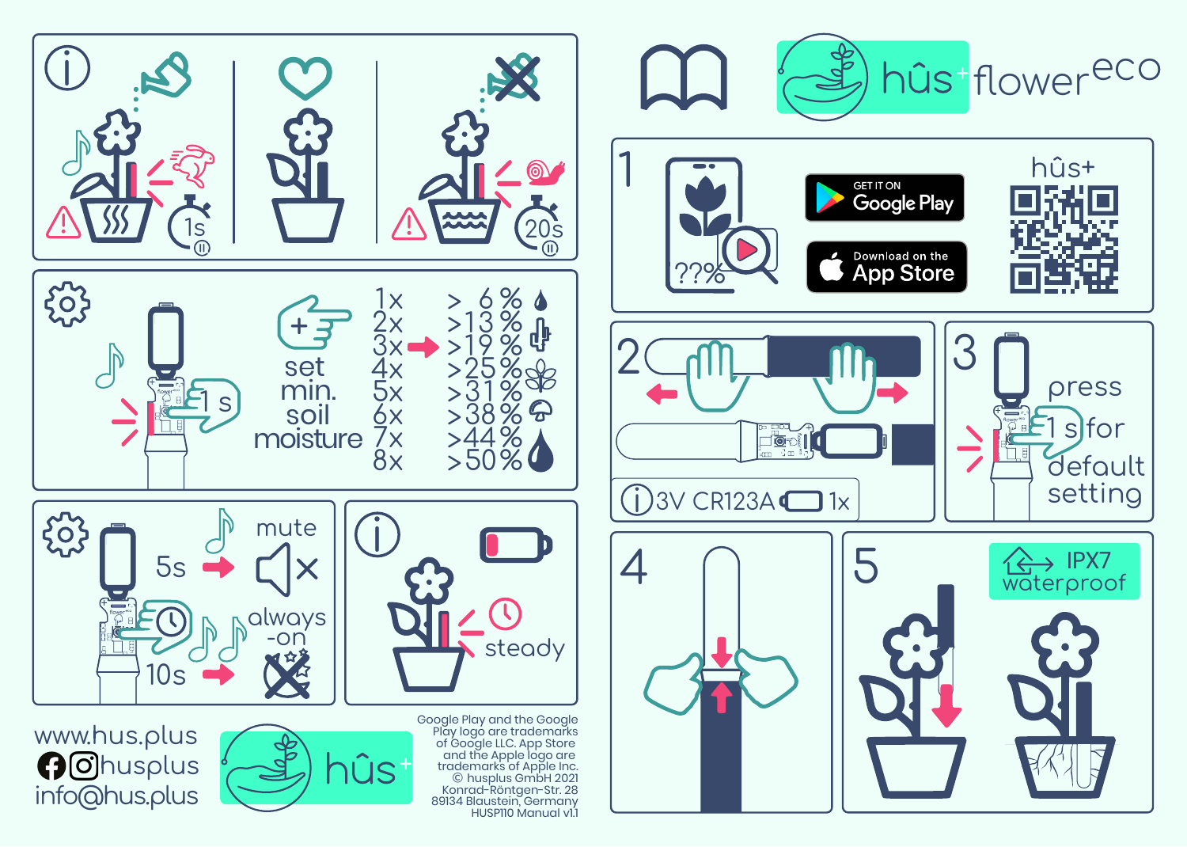# hûs+ flower eco

## 1

??%

GET IT ON Google Play

Download on the App Store

hûs+

## 2

3V CR123A 1x

## 3

press 1 s for default setting

## 4

## 5

IPX7 waterproof

---

1s

20s

---

set min. soil moisture

1 s

| | |
|---|---|
| 1x | > 6 % |
| 2x | >13 % |
| 3x | >19 % |
| 4x | >25 % |
| 5x | >31 % |
| 6x | >38 % |
| 7x | >44 % |
| 8x | >50 % |

---

5s → mute

10s → always -on

---

steady

---

www.hus.plus
husplus
info@hus.plus

hûs+

Google Play and the Google Play logo are trademarks of Google LLC. App Store and the Apple logo are trademarks of Apple Inc.
© husplus GmbH 2021
Konrad-Röntgen-Str. 28
89134 Blaustein, Germany
HUSP110 Manual v1.1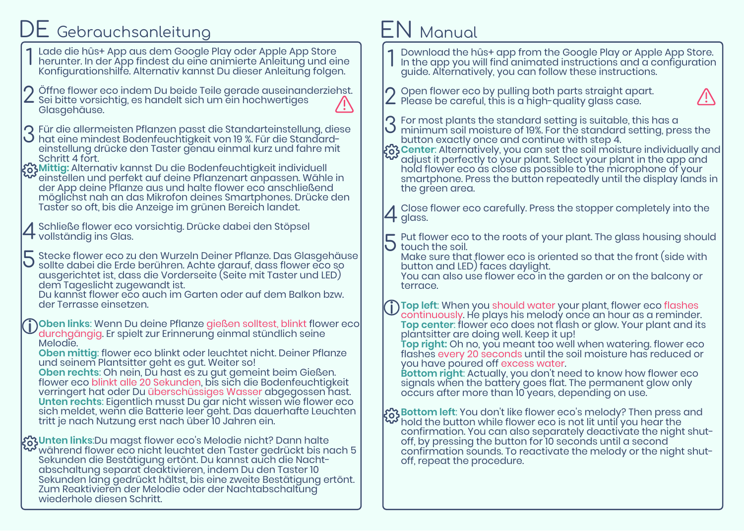# DE Gebrauchsanleitung

1. Lade die hûs+ App aus dem Google Play oder Apple App Store herunter. In der App findest du eine animierte Anleitung und eine Konfigurationshilfe. Alternativ kannst Du dieser Anleitung folgen.

2. Öffne flower eco indem Du beide Teile gerade auseinanderziehst. Sei bitte vorsichtig, es handelt sich um ein hochwertiges Glasgehäuse. ⚠

3. Für die allermeisten Pflanzen passt die Standarteinstellung, diese hat eine mindest Bodenfeuchtigkeit von 19 %. Für die Standard­einstellung drücke den Taster genau einmal kurz und fahre mit Schritt 4 fort.
   **Mittig:** Alternativ kannst Du die Bodenfeuchtigkeit individuell einstellen und perfekt auf deine Pflanzenart anpassen. Wähle in der App deine Pflanze aus und halte flower eco anschließend möglichst nah an das Mikrofon deines Smartphones. Drücke den Taster so oft, bis die Anzeige im grünen Bereich landet.

4. Schließe flower eco vorsichtig. Drücke dabei den Stöpsel vollständig ins Glas.

5. Stecke flower eco zu den Wurzeln Deiner Pflanze. Das Glasgehäuse sollte dabei die Erde berühren. Achte darauf, dass flower eco so ausgerichtet ist, dass die Vorderseite (Seite mit Taster und LED) dem Tageslicht zugewandt ist.
   Du kannst flower eco auch im Garten oder auf dem Balkon bzw. der Terrasse einsetzen.

**Oben links**: Wenn Du deine Pflanze gießen solltest, blinkt flower eco durchgängig. Er spielt zur Erinnerung einmal stündlich seine Melodie.
**Oben mittig**: flower eco blinkt oder leuchtet nicht. Deiner Pflanze und seinem Plantsitter geht es gut. Weiter so!
**Oben rechts**: Oh nein, Du hast es zu gut gemeint beim Gießen. flower eco blinkt alle 20 Sekunden, bis sich die Bodenfeuchtigkeit verringert hat oder Du überschüssiges Wasser abgegossen hast.
**Unten rechts**: Eigentlich musst Du gar nicht wissen wie flower eco sich meldet, wenn die Batterie leer geht. Das dauerhafte Leuchten tritt je nach Nutzung erst nach über 10 Jahren ein.

**Unten links**:Du magst flower eco's Melodie nicht? Dann halte während flower eco nicht leuchtet den Taster gedrückt bis nach 5 Sekunden die Bestätigung ertönt. Du kannst auch die Nacht­abschaltung separat deaktivieren, indem Du den Taster 10 Sekunden lang gedrückt hältst, bis eine zweite Bestätigung ertönt. Zum Reaktivieren der Melodie oder der Nachtabschaltung wiederhole diesen Schritt.

# EN Manual

1. Download the hûs+ app from the Google Play or Apple App Store. In the app you will find animated instructions and a configuration guide. Alternatively, you can follow these instructions.

2. Open flower eco by pulling both parts straight apart. Please be careful, this is a high-quality glass case. ⚠

3. For most plants the standard setting is suitable, this has a minimum soil moisture of 19%. For the standard setting, press the button exactly once and continue with step 4.
   **Center**: Alternatively, you can set the soil moisture individually and adjust it perfectly to your plant. Select your plant in the app and hold flower eco as close as possible to the microphone of your smartphone. Press the button repeatedly until the display lands in the green area.

4. Close flower eco carefully. Press the stopper completely into the glass.

5. Put flower eco to the roots of your plant. The glass housing should touch the soil.
   Make sure that flower eco is oriented so that the front (side with button and LED) faces daylight.
   You can also use flower eco in the garden or on the balcony or terrace.

**Top left**: When you should water your plant, flower eco flashes continuously. He plays his melody once an hour as a reminder.
**Top center**: flower eco does not flash or glow. Your plant and its plantsitter are doing well. Keep it up!
**Top right:** Oh no, you meant too well when watering. flower eco flashes every 20 seconds until the soil moisture has reduced or you have poured off excess water.
**Bottom right**: Actually, you don't need to know how flower eco signals when the battery goes flat. The permanent glow only occurs after more than 10 years, depending on use.

**Bottom left**: You don't like flower eco's melody? Then press and hold the button while flower eco is not lit until you hear the confirmation. You can also separately deactivate the night shut-off, by pressing the button for 10 seconds until a second confirmation sounds. To reactivate the melody or the night shut-off, repeat the procedure.